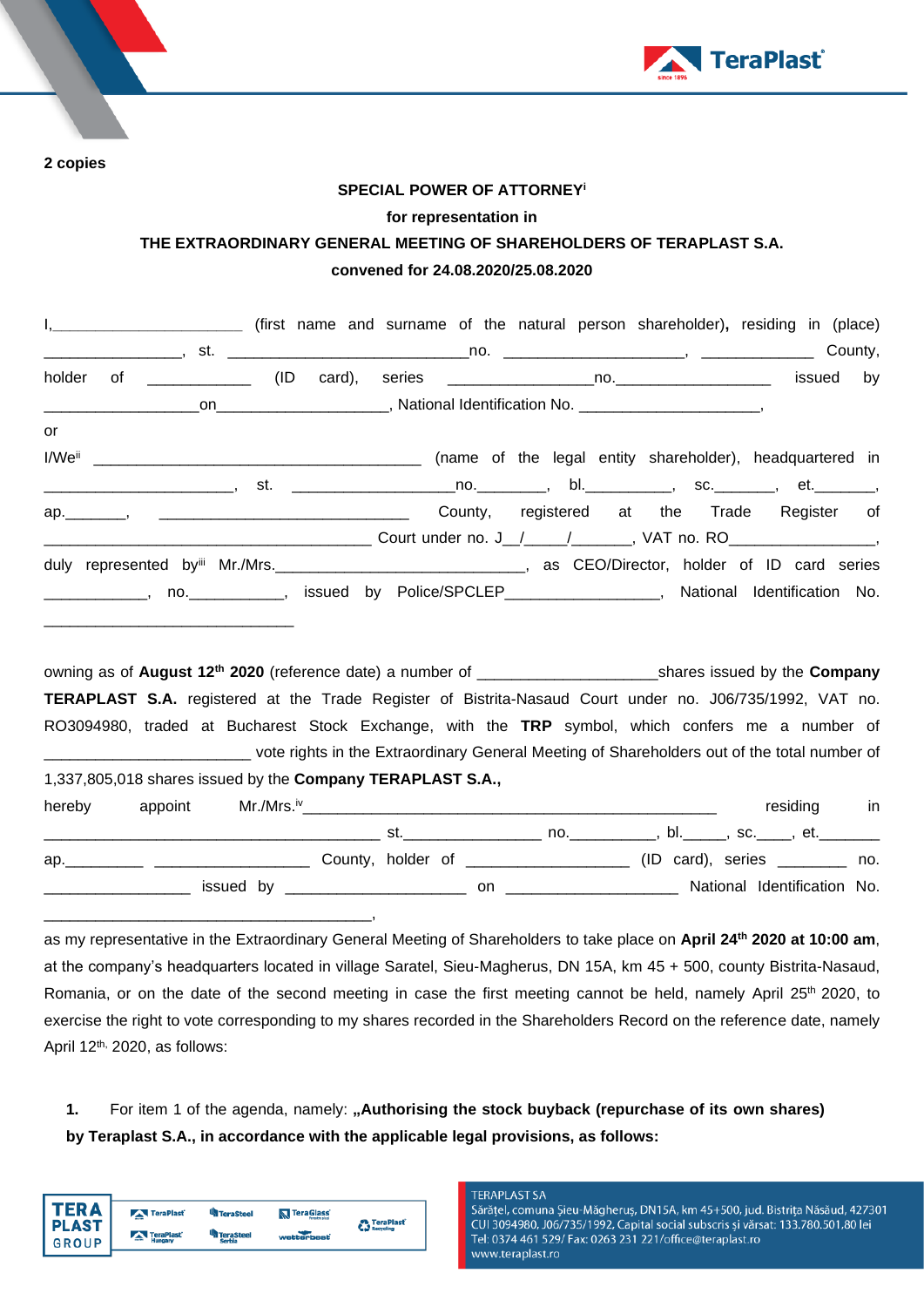**2 copies**

**SPECIAL POWER OF ATTORNEY**[i]

**for representation in**

**THE EXTRAORDINARY GENERAL MEETING OF SHAREHOLDERS OF TERAPLAST S.A.**

**convened for 24.08.2020/25.08.2020**

I,______________________ (first name and surname of the natural person shareholder), residing in (place) ________________, st. ____________________________no. _____________________, _____________ County, holder of ____________ (ID card), series ________________no.__________________ issued by __________________on____________________, National Identification No. _____________________,

or

I/We[ii] _______________________________________ (name of the legal entity shareholder), headquartered in ______________________, st. ____________________no.________, bl.__________, sc._______, et._______, ap._______, _____________________________ County, registered at the Trade Register of _____________________________________ Court under no. J__/_____/_______, VAT no. RO_________________, duly represented by[iii] Mr./Mrs.______________________________, as CEO/Director, holder of ID card series ____________, no.___________, issued by Police/SPCLEP__________________, National Identification No. ______________________________

owning as of **August 12th 2020** (reference date) a number of _____________________shares issued by the **Company TERAPLAST S.A.** registered at the Trade Register of Bistrita-Nasaud Court under no. J06/735/1992, VAT no. RO3094980, traded at Bucharest Stock Exchange, with the **TRP** symbol, which confers me a number of ________________________ vote rights in the Extraordinary General Meeting of Shareholders out of the total number of 1,337,805,018 shares issued by the **Company TERAPLAST S.A.,**

hereby appoint Mr./Mrs.[iv]_________________________________________________ residing in _______________________________________ st.________________ no.__________, bl._____, sc.____, et._______ ap._________ __________________ County, holder of ___________________ (ID card), series ________ no. _________________ issued by _____________________ on ____________________ National Identification No. _______________________________________,

as my representative in the Extraordinary General Meeting of Shareholders to take place on **April 24th 2020 at 10:00 am**, at the company's headquarters located in village Saratel, Sieu-Magherus, DN 15A, km 45 + 500, county Bistrita-Nasaud, Romania, or on the date of the second meeting in case the first meeting cannot be held, namely April 25th 2020, to exercise the right to vote corresponding to my shares recorded in the Shareholders Record on the reference date, namely April 12th, 2020, as follows:

1. For item 1 of the agenda, namely: **„Authorising the stock buyback (repurchase of its own shares) by Teraplast S.A., in accordance with the applicable legal provisions, as follows:**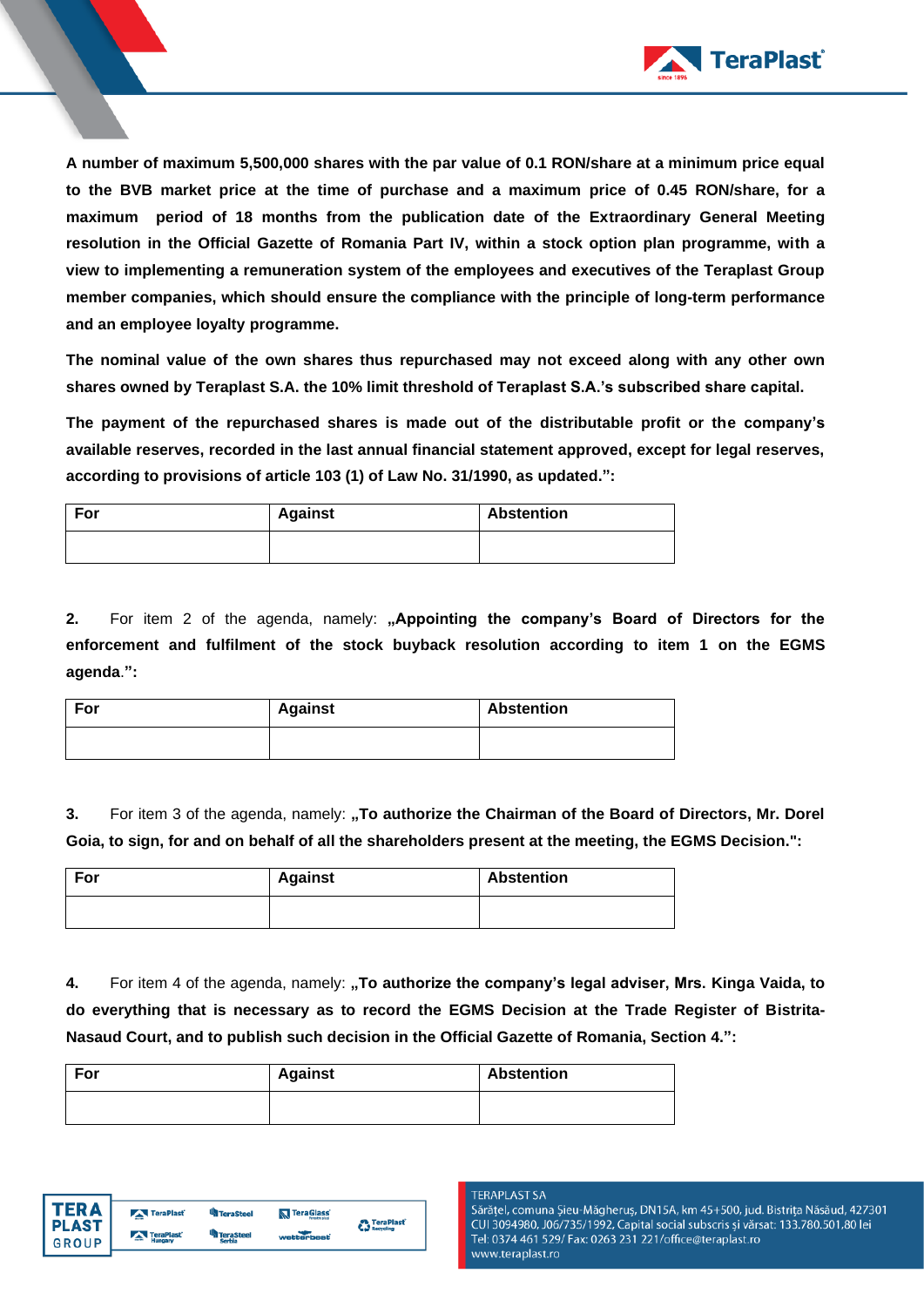**A number of maximum 5,500,000 shares with the par value of 0.1 RON/share at a minimum price equal to the BVB market price at the time of purchase and a maximum price of 0.45 RON/share, for a maximum period of 18 months from the publication date of the Extraordinary General Meeting resolution in the Official Gazette of Romania Part IV, within a stock option plan programme, with a view to implementing a remuneration system of the employees and executives of the Teraplast Group member companies, which should ensure the compliance with the principle of long-term performance and an employee loyalty programme.**

**The nominal value of the own shares thus repurchased may not exceed along with any other own shares owned by Teraplast S.A. the 10% limit threshold of Teraplast S.A.'s subscribed share capital.**

**The payment of the repurchased shares is made out of the distributable profit or the company's available reserves, recorded in the last annual financial statement approved, except for legal reserves, according to provisions of article 103 (1) of Law No. 31/1990, as updated.":**

| For | Against | Abstention |
|---|---|---|
| | | |

**2.** For item 2 of the agenda, namely: **„Appointing the company's Board of Directors for the enforcement and fulfilment of the stock buyback resolution according to item 1 on the EGMS agenda.":**

| For | Against | Abstention |
|---|---|---|
| | | |

**3.** For item 3 of the agenda, namely: **„To authorize the Chairman of the Board of Directors, Mr. Dorel Goia, to sign, for and on behalf of all the shareholders present at the meeting, the EGMS Decision.":**

| For | Against | Abstention |
|---|---|---|
| | | |

**4.** For item 4 of the agenda, namely: **„To authorize the company's legal adviser, Mrs. Kinga Vaida, to do everything that is necessary as to record the EGMS Decision at the Trade Register of Bistrita-Nasaud Court, and to publish such decision in the Official Gazette of Romania, Section 4.":**

| For | Against | Abstention |
|---|---|---|
| | | |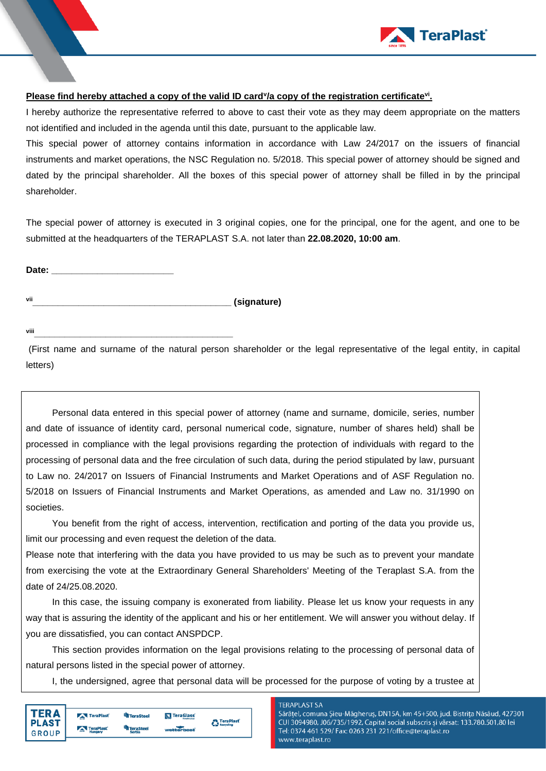**Please find hereby attached a copy of the valid ID card[v]/a copy of the registration certificate[vi].**

I hereby authorize the representative referred to above to cast their vote as they may deem appropriate on the matters not identified and included in the agenda until this date, pursuant to the applicable law.

This special power of attorney contains information in accordance with Law 24/2017 on the issuers of financial instruments and market operations, the NSC Regulation no. 5/2018. This special power of attorney should be signed and dated by the principal shareholder. All the boxes of this special power of attorney shall be filled in by the principal shareholder.

The special power of attorney is executed in 3 original copies, one for the principal, one for the agent, and one to be submitted at the headquarters of the TERAPLAST S.A. not later than **22.08.2020, 10:00 am**.

**Date: \_\_\_\_\_\_\_\_\_\_\_\_\_\_\_\_\_\_\_\_\_\_\_\_\_**

[vii]\_\_\_\_\_\_\_\_\_\_\_\_\_\_\_\_\_\_\_\_\_\_\_\_\_\_\_\_\_\_\_\_\_\_\_\_\_\_\_\_\_ **(signature)**

[viii]\_\_\_\_\_\_\_\_\_\_\_\_\_\_\_\_\_\_\_\_\_\_\_\_\_\_\_\_\_\_\_\_\_\_\_\_\_\_\_\_\_

(First name and surname of the natural person shareholder or the legal representative of the legal entity, in capital letters)

Personal data entered in this special power of attorney (name and surname, domicile, series, number and date of issuance of identity card, personal numerical code, signature, number of shares held) shall be processed in compliance with the legal provisions regarding the protection of individuals with regard to the processing of personal data and the free circulation of such data, during the period stipulated by law, pursuant to Law no. 24/2017 on Issuers of Financial Instruments and Market Operations and of ASF Regulation no. 5/2018 on Issuers of Financial Instruments and Market Operations, as amended and Law no. 31/1990 on societies.

You benefit from the right of access, intervention, rectification and porting of the data you provide us, limit our processing and even request the deletion of the data.

Please note that interfering with the data you have provided to us may be such as to prevent your mandate from exercising the vote at the Extraordinary General Shareholders' Meeting of the Teraplast S.A. from the date of 24/25.08.2020.

In this case, the issuing company is exonerated from liability. Please let us know your requests in any way that is assuring the identity of the applicant and his or her entitlement. We will answer you without delay. If you are dissatisfied, you can contact ANSPDCP.

This section provides information on the legal provisions relating to the processing of personal data of natural persons listed in the special power of attorney.

I, the undersigned, agree that personal data will be processed for the purpose of voting by a trustee at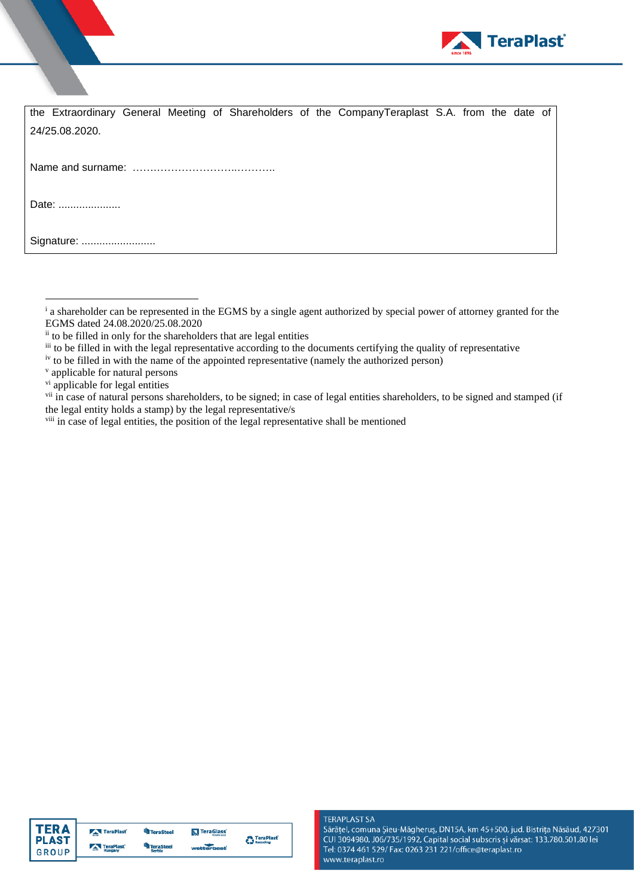the Extraordinary General Meeting of Shareholders of the CompanyTeraplast S.A. from the date of 24/25.08.2020.

Name and surname: ……………………….………..

Date: .....................

Signature: .........................

---

[i] a shareholder can be represented in the EGMS by a single agent authorized by special power of attorney granted for the EGMS dated 24.08.2020/25.08.2020

[ii] to be filled in only for the shareholders that are legal entities

[iii] to be filled in with the legal representative according to the documents certifying the quality of representative

[iv] to be filled in with the name of the appointed representative (namely the authorized person)

[v] applicable for natural persons

[vi] applicable for legal entities

[vii] in case of natural persons shareholders, to be signed; in case of legal entities shareholders, to be signed and stamped (if the legal entity holds a stamp) by the legal representative/s

[viii] in case of legal entities, the position of the legal representative shall be mentioned